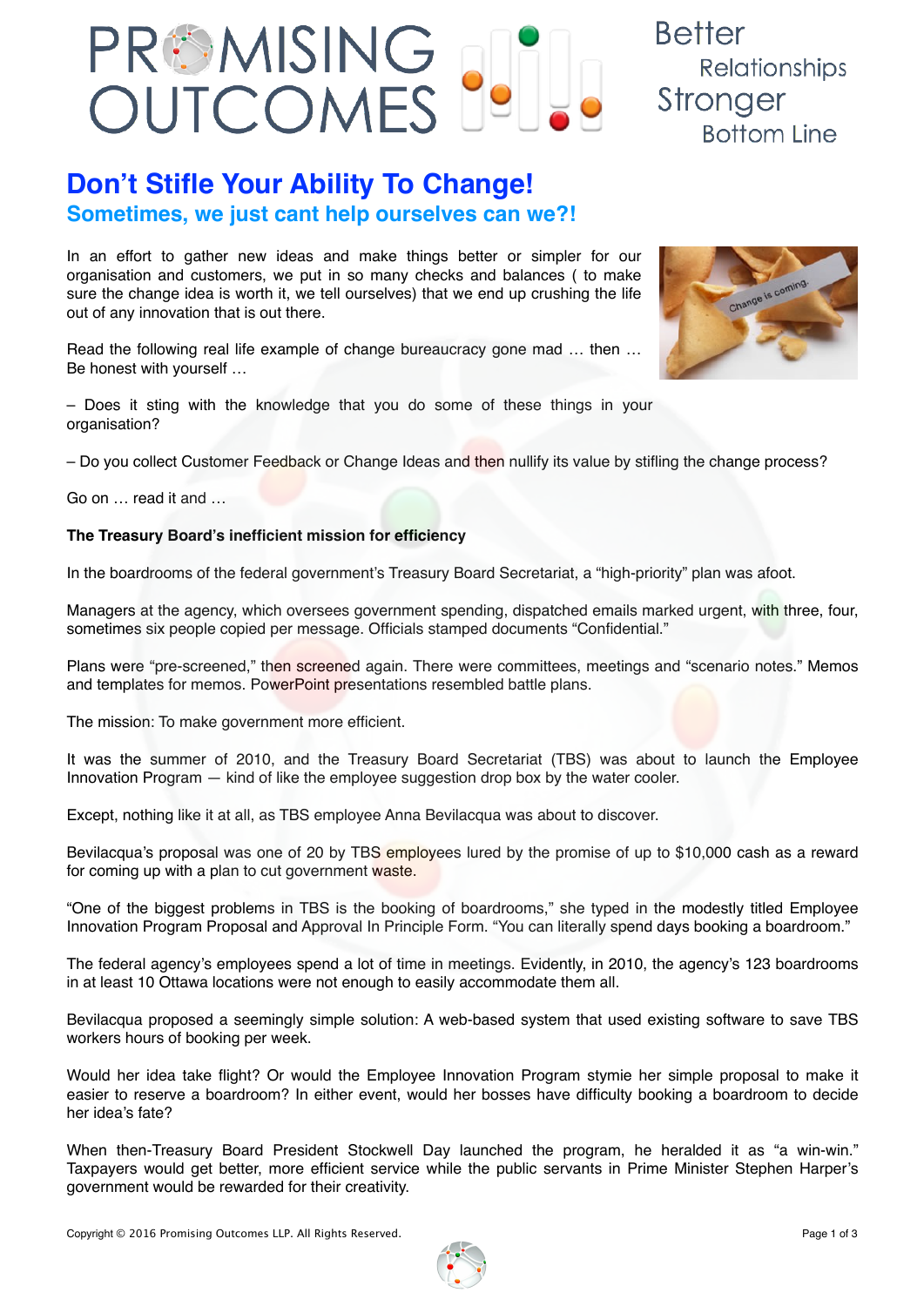# Don't Stifle Your Ability To Change!

## Sometimes, we just cant help ourselves can we?!

In an effort to gather new ideas and make things better or simpler for our organisation and customers, we put in so many checks and balances ( to make sure the change idea is worth it, we tell ourselves) that we end up crushing the life out of any innovation that is out there.

Read the following real life example of change bureaucracy gone mad … then … Be honest with yourself …

– Does it sting with the knowledge that you do some of these things in your organisation?

– Do you collect Customer Feedback or Change Ideas and then nullify its value by stifling the change process?

Go on … read it and …

**The Treasury Board's inefficient mission for efficiency**

In the boardrooms of the federal government's Treasury Board Secretariat, a "high-priority" plan was afoot.

Managers at the agency, which oversees government spending, dispatched emails marked urgent, with three, four, sometimes six people copied per message. Officials stamped documents "Confidential."

Plans were "pre-screened," then screened again. There were committees, meetings and "scenario notes." Memos and templates for memos. PowerPoint presentations resembled battle plans.

The mission: To make government more efficient.

It was the summer of 2010, and the Treasury Board Secretariat (TBS) was about to launch the Employee Innovation Program — kind of like the employee suggestion drop box by the water cooler.

Except, nothing like it at all, as TBS employee Anna Bevilacqua was about to discover.

Bevilacqua's proposal was one of 20 by TBS employees lured by the promise of up to $10,000 cash as a reward for coming up with a plan to cut government waste.

"One of the biggest problems in TBS is the booking of boardrooms," she typed in the modestly titled Employee Innovation Program Proposal and Approval In Principle Form. "You can literally spend days booking a boardroom."

The federal agency's employees spend a lot of time in meetings. Evidently, in 2010, the agency's 123 boardrooms in at least 10 Ottawa locations were not enough to easily accommodate them all.

Bevilacqua proposed a seemingly simple solution: A web-based system that used existing software to save TBS workers hours of booking per week.

Would her idea take flight? Or would the Employee Innovation Program stymie her simple proposal to make it easier to reserve a boardroom? In either event, would her bosses have difficulty booking a boardroom to decide her idea's fate?

When then-Treasury Board President Stockwell Day launched the program, he heralded it as "a win-win." Taxpayers would get better, more efficient service while the public servants in Prime Minister Stephen Harper's government would be rewarded for their creativity.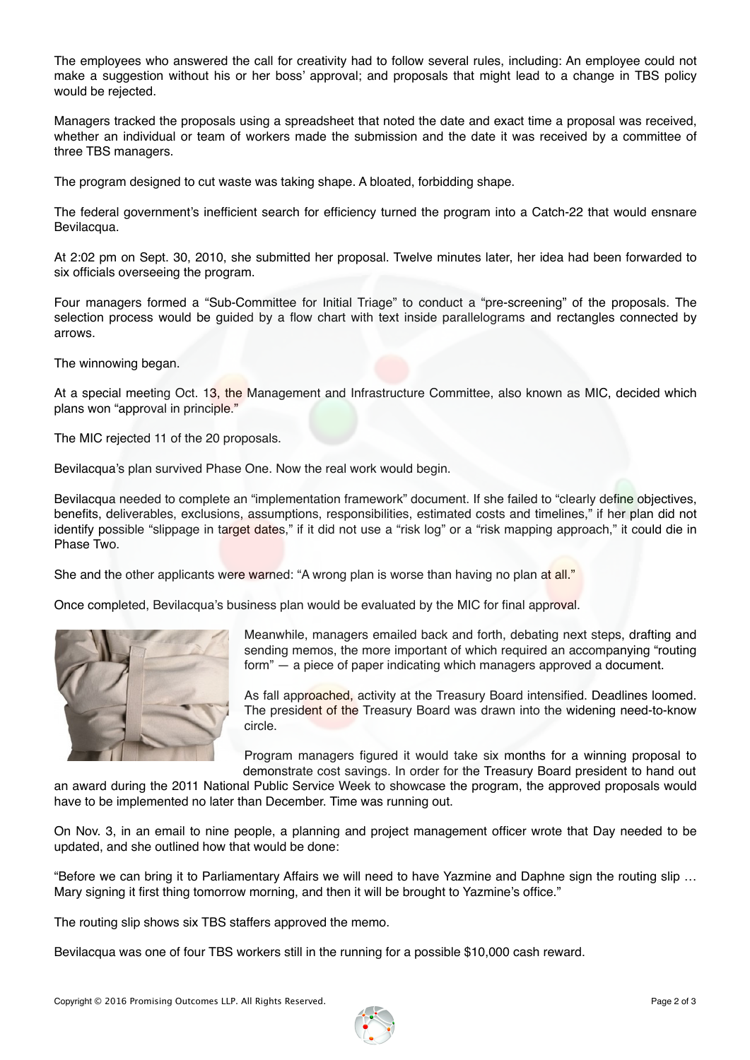The employees who answered the call for creativity had to follow several rules, including: An employee could not make a suggestion without his or her boss' approval; and proposals that might lead to a change in TBS policy would be rejected.

Managers tracked the proposals using a spreadsheet that noted the date and exact time a proposal was received, whether an individual or team of workers made the submission and the date it was received by a committee of three TBS managers.

The program designed to cut waste was taking shape. A bloated, forbidding shape.

The federal government's inefficient search for efficiency turned the program into a Catch-22 that would ensnare Bevilacqua.

At 2:02 pm on Sept. 30, 2010, she submitted her proposal. Twelve minutes later, her idea had been forwarded to six officials overseeing the program.

Four managers formed a "Sub-Committee for Initial Triage" to conduct a "pre-screening" of the proposals. The selection process would be guided by a flow chart with text inside parallelograms and rectangles connected by arrows.

The winnowing began.

At a special meeting Oct. 13, the Management and Infrastructure Committee, also known as MIC, decided which plans won "approval in principle."

The MIC rejected 11 of the 20 proposals.

Bevilacqua's plan survived Phase One. Now the real work would begin.

Bevilacqua needed to complete an "implementation framework" document. If she failed to "clearly define objectives, benefits, deliverables, exclusions, assumptions, responsibilities, estimated costs and timelines," if her plan did not identify possible "slippage in target dates," if it did not use a "risk log" or a "risk mapping approach," it could die in Phase Two.

She and the other applicants were warned: "A wrong plan is worse than having no plan at all."

Once completed, Bevilacqua's business plan would be evaluated by the MIC for final approval.

Meanwhile, managers emailed back and forth, debating next steps, drafting and sending memos, the more important of which required an accompanying "routing form" — a piece of paper indicating which managers approved a document.

As fall approached, activity at the Treasury Board intensified. Deadlines loomed. The president of the Treasury Board was drawn into the widening need-to-know circle.

Program managers figured it would take six months for a winning proposal to demonstrate cost savings. In order for the Treasury Board president to hand out an award during the 2011 National Public Service Week to showcase the program, the approved proposals would have to be implemented no later than December. Time was running out.

On Nov. 3, in an email to nine people, a planning and project management officer wrote that Day needed to be updated, and she outlined how that would be done:

"Before we can bring it to Parliamentary Affairs we will need to have Yazmine and Daphne sign the routing slip … Mary signing it first thing tomorrow morning, and then it will be brought to Yazmine's office."

The routing slip shows six TBS staffers approved the memo.

Bevilacqua was one of four TBS workers still in the running for a possible $10,000 cash reward.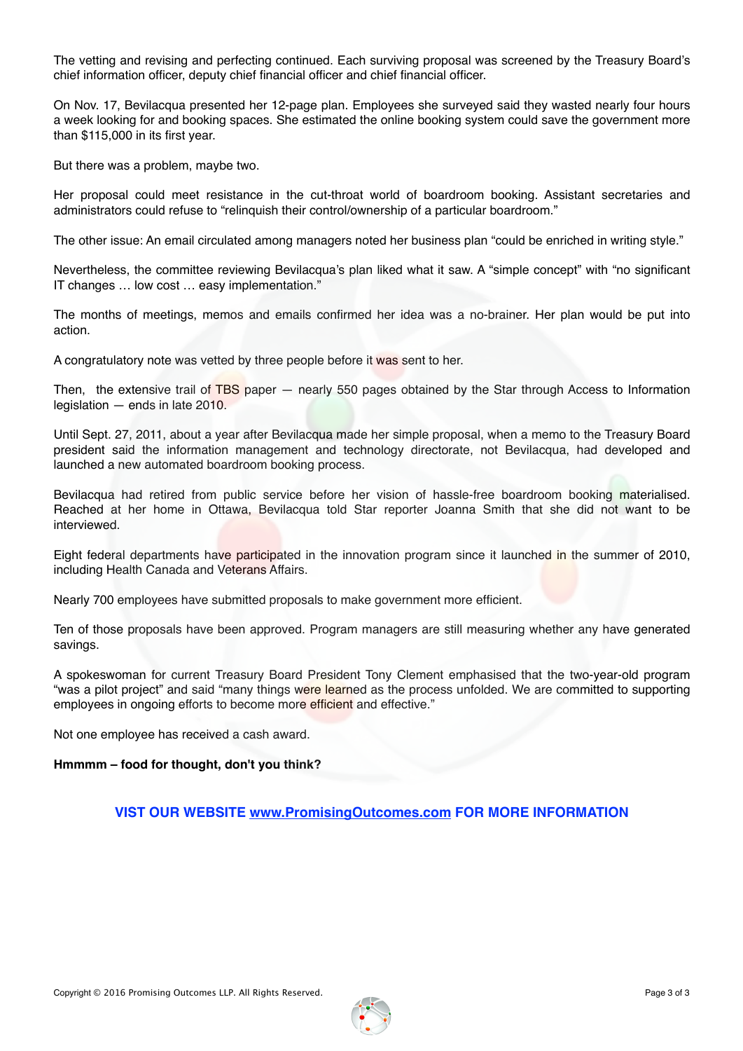The vetting and revising and perfecting continued. Each surviving proposal was screened by the Treasury Board's chief information officer, deputy chief financial officer and chief financial officer.

On Nov. 17, Bevilacqua presented her 12-page plan. Employees she surveyed said they wasted nearly four hours a week looking for and booking spaces. She estimated the online booking system could save the government more than $115,000 in its first year.

But there was a problem, maybe two.

Her proposal could meet resistance in the cut-throat world of boardroom booking. Assistant secretaries and administrators could refuse to "relinquish their control/ownership of a particular boardroom."

The other issue: An email circulated among managers noted her business plan "could be enriched in writing style."

Nevertheless, the committee reviewing Bevilacqua's plan liked what it saw. A "simple concept" with "no significant IT changes … low cost … easy implementation."

The months of meetings, memos and emails confirmed her idea was a no-brainer. Her plan would be put into action.

A congratulatory note was vetted by three people before it was sent to her.

Then, the extensive trail of TBS paper — nearly 550 pages obtained by the Star through Access to Information legislation — ends in late 2010.

Until Sept. 27, 2011, about a year after Bevilacqua made her simple proposal, when a memo to the Treasury Board president said the information management and technology directorate, not Bevilacqua, had developed and launched a new automated boardroom booking process.

Bevilacqua had retired from public service before her vision of hassle-free boardroom booking materialised. Reached at her home in Ottawa, Bevilacqua told Star reporter Joanna Smith that she did not want to be interviewed.

Eight federal departments have participated in the innovation program since it launched in the summer of 2010, including Health Canada and Veterans Affairs.

Nearly 700 employees have submitted proposals to make government more efficient.

Ten of those proposals have been approved. Program managers are still measuring whether any have generated savings.

A spokeswoman for current Treasury Board President Tony Clement emphasised that the two-year-old program "was a pilot project" and said "many things were learned as the process unfolded. We are committed to supporting employees in ongoing efforts to become more efficient and effective."

Not one employee has received a cash award.

**Hmmmm – food for thought, don't you think?**

**VIST OUR WEBSITE www.PromisingOutcomes.com FOR MORE INFORMATION**

Copyright © 2016 Promising Outcomes LLP. All Rights Reserved.